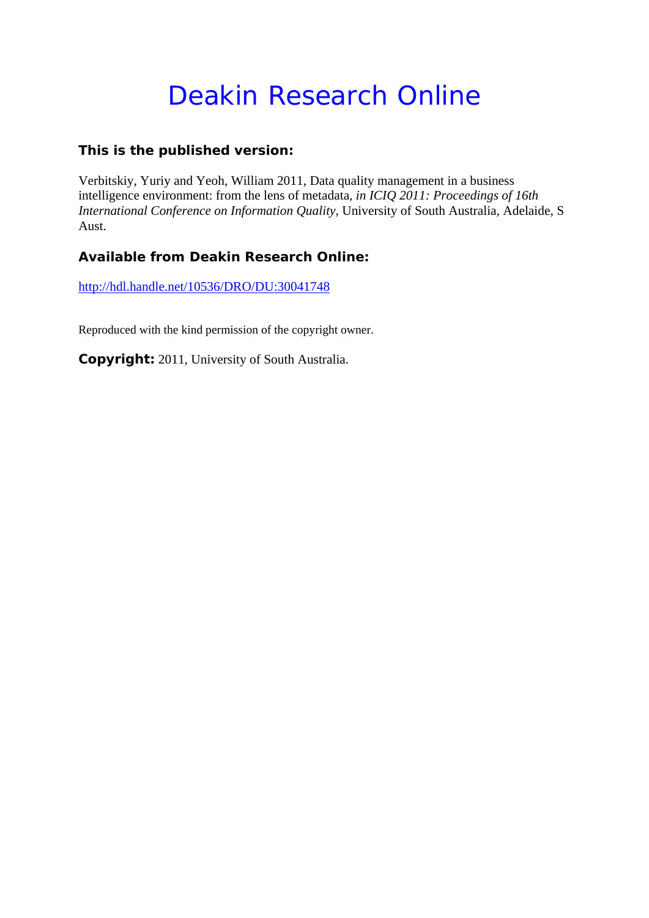# Deakin Research Online

## This is the published version:

Verbitskiy, Yuriy and Yeoh, William 2011, Data quality management in a business intelligence environment: from the lens of metadata, *in ICIQ 2011: Proceedings of 16th International Conference on Information Quality*, University of South Australia, Adelaide, S Aust.

## Available from Deakin Research Online:

http://hdl.handle.net/10536/DRO/DU:30041748

Reproduced with the kind permission of the copyright owner.

**Copyright:** 2011, University of South Australia.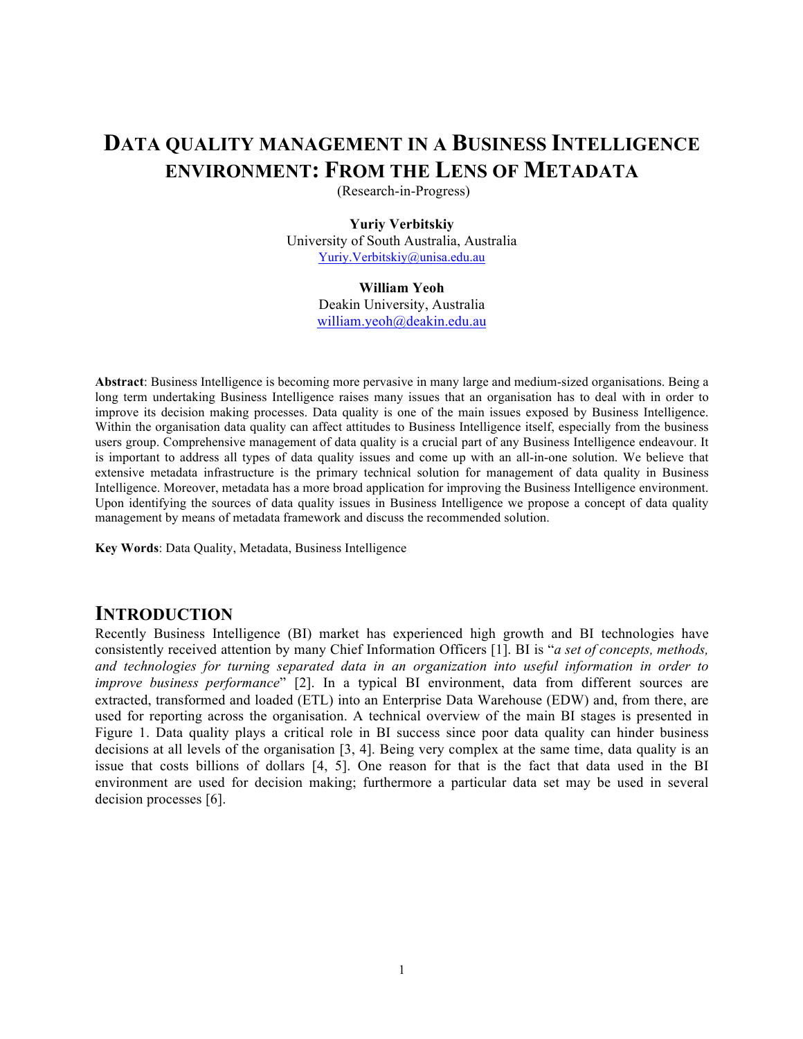# DATA QUALITY MANAGEMENT IN A BUSINESS INTELLIGENCE ENVIRONMENT: FROM THE LENS OF METADATA

(Research-in-Progress)

**Yuriy Verbitskiy**
University of South Australia, Australia
Yuriy.Verbitskiy@unisa.edu.au

**William Yeoh**
Deakin University, Australia
william.yeoh@deakin.edu.au

**Abstract**: Business Intelligence is becoming more pervasive in many large and medium-sized organisations. Being a long term undertaking Business Intelligence raises many issues that an organisation has to deal with in order to improve its decision making processes. Data quality is one of the main issues exposed by Business Intelligence. Within the organisation data quality can affect attitudes to Business Intelligence itself, especially from the business users group. Comprehensive management of data quality is a crucial part of any Business Intelligence endeavour. It is important to address all types of data quality issues and come up with an all-in-one solution. We believe that extensive metadata infrastructure is the primary technical solution for management of data quality in Business Intelligence. Moreover, metadata has a more broad application for improving the Business Intelligence environment. Upon identifying the sources of data quality issues in Business Intelligence we propose a concept of data quality management by means of metadata framework and discuss the recommended solution.

**Key Words**: Data Quality, Metadata, Business Intelligence

## INTRODUCTION

Recently Business Intelligence (BI) market has experienced high growth and BI technologies have consistently received attention by many Chief Information Officers [1]. BI is "*a set of concepts, methods, and technologies for turning separated data in an organization into useful information in order to improve business performance*" [2]. In a typical BI environment, data from different sources are extracted, transformed and loaded (ETL) into an Enterprise Data Warehouse (EDW) and, from there, are used for reporting across the organisation. A technical overview of the main BI stages is presented in Figure 1. Data quality plays a critical role in BI success since poor data quality can hinder business decisions at all levels of the organisation [3, 4]. Being very complex at the same time, data quality is an issue that costs billions of dollars [4, 5]. One reason for that is the fact that data used in the BI environment are used for decision making; furthermore a particular data set may be used in several decision processes [6].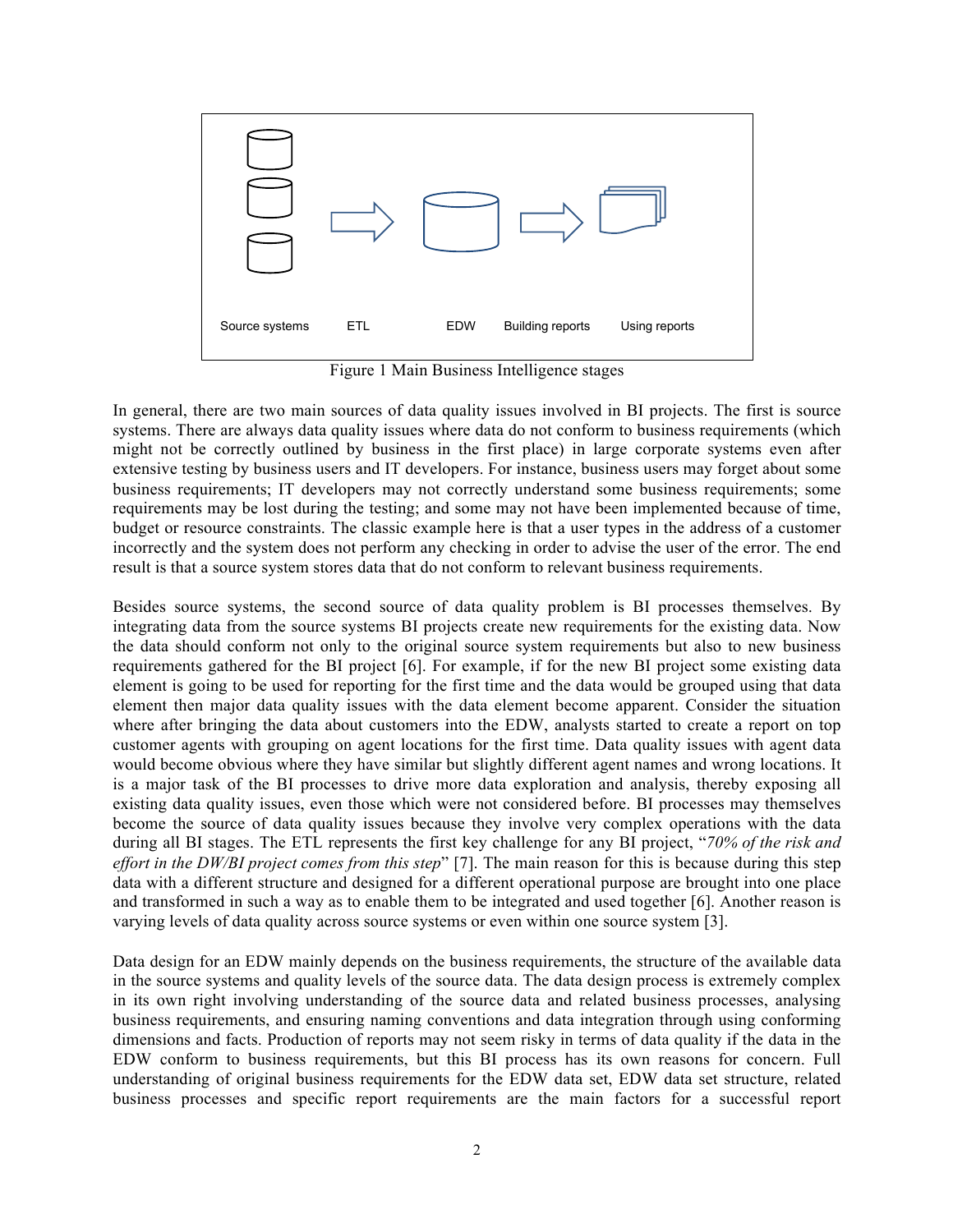Source systems ETL EDW Building reports Using reports

Figure 1 Main Business Intelligence stages

In general, there are two main sources of data quality issues involved in BI projects. The first is source systems. There are always data quality issues where data do not conform to business requirements (which might not be correctly outlined by business in the first place) in large corporate systems even after extensive testing by business users and IT developers. For instance, business users may forget about some business requirements; IT developers may not correctly understand some business requirements; some requirements may be lost during the testing; and some may not have been implemented because of time, budget or resource constraints. The classic example here is that a user types in the address of a customer incorrectly and the system does not perform any checking in order to advise the user of the error. The end result is that a source system stores data that do not conform to relevant business requirements.

Besides source systems, the second source of data quality problem is BI processes themselves. By integrating data from the source systems BI projects create new requirements for the existing data. Now the data should conform not only to the original source system requirements but also to new business requirements gathered for the BI project [6]. For example, if for the new BI project some existing data element is going to be used for reporting for the first time and the data would be grouped using that data element then major data quality issues with the data element become apparent. Consider the situation where after bringing the data about customers into the EDW, analysts started to create a report on top customer agents with grouping on agent locations for the first time. Data quality issues with agent data would become obvious where they have similar but slightly different agent names and wrong locations. It is a major task of the BI processes to drive more data exploration and analysis, thereby exposing all existing data quality issues, even those which were not considered before. BI processes may themselves become the source of data quality issues because they involve very complex operations with the data during all BI stages. The ETL represents the first key challenge for any BI project, "*70% of the risk and effort in the DW/BI project comes from this step*" [7]. The main reason for this is because during this step data with a different structure and designed for a different operational purpose are brought into one place and transformed in such a way as to enable them to be integrated and used together [6]. Another reason is varying levels of data quality across source systems or even within one source system [3].

Data design for an EDW mainly depends on the business requirements, the structure of the available data in the source systems and quality levels of the source data. The data design process is extremely complex in its own right involving understanding of the source data and related business processes, analysing business requirements, and ensuring naming conventions and data integration through using conforming dimensions and facts. Production of reports may not seem risky in terms of data quality if the data in the EDW conform to business requirements, but this BI process has its own reasons for concern. Full understanding of original business requirements for the EDW data set, EDW data set structure, related business processes and specific report requirements are the main factors for a successful report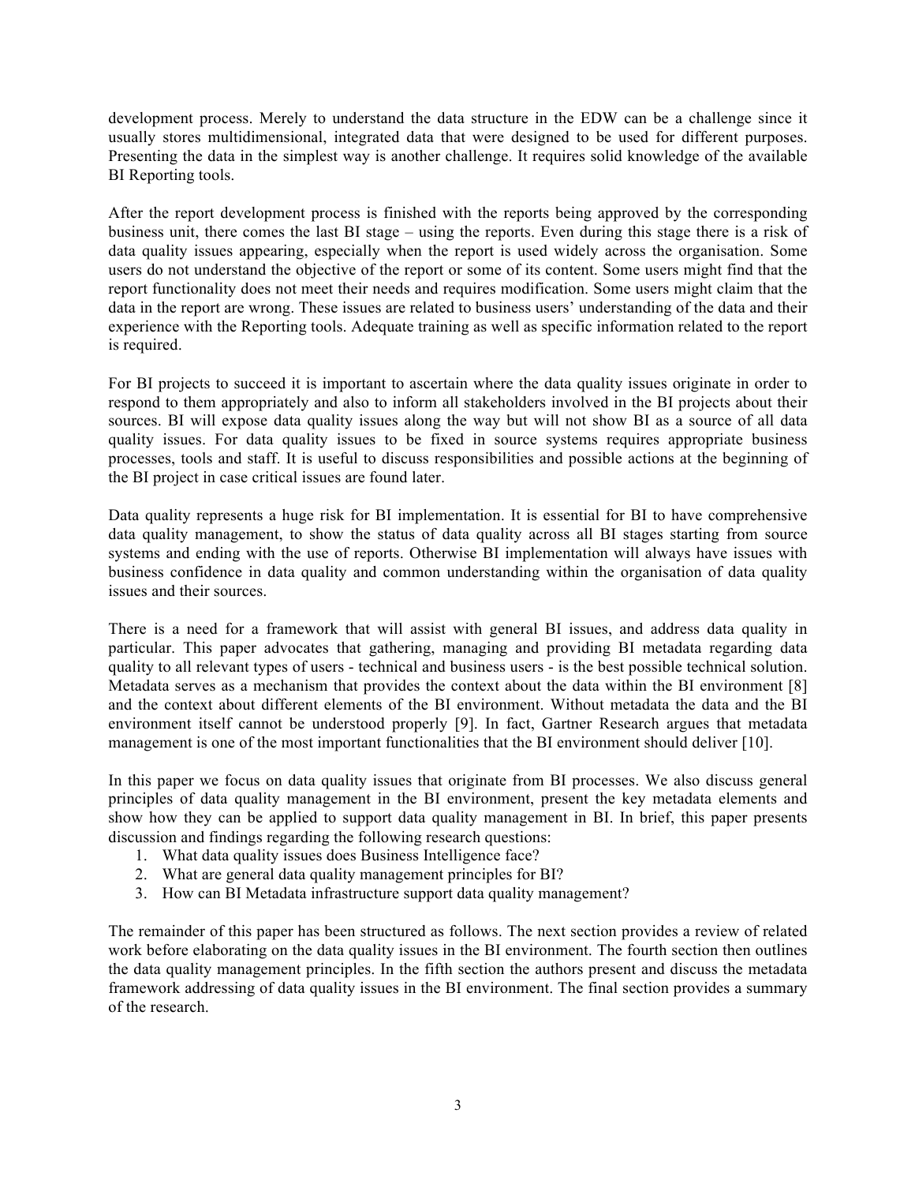development process. Merely to understand the data structure in the EDW can be a challenge since it usually stores multidimensional, integrated data that were designed to be used for different purposes. Presenting the data in the simplest way is another challenge. It requires solid knowledge of the available BI Reporting tools.

After the report development process is finished with the reports being approved by the corresponding business unit, there comes the last BI stage – using the reports. Even during this stage there is a risk of data quality issues appearing, especially when the report is used widely across the organisation. Some users do not understand the objective of the report or some of its content. Some users might find that the report functionality does not meet their needs and requires modification. Some users might claim that the data in the report are wrong. These issues are related to business users' understanding of the data and their experience with the Reporting tools. Adequate training as well as specific information related to the report is required.

For BI projects to succeed it is important to ascertain where the data quality issues originate in order to respond to them appropriately and also to inform all stakeholders involved in the BI projects about their sources. BI will expose data quality issues along the way but will not show BI as a source of all data quality issues. For data quality issues to be fixed in source systems requires appropriate business processes, tools and staff. It is useful to discuss responsibilities and possible actions at the beginning of the BI project in case critical issues are found later.

Data quality represents a huge risk for BI implementation. It is essential for BI to have comprehensive data quality management, to show the status of data quality across all BI stages starting from source systems and ending with the use of reports. Otherwise BI implementation will always have issues with business confidence in data quality and common understanding within the organisation of data quality issues and their sources.

There is a need for a framework that will assist with general BI issues, and address data quality in particular. This paper advocates that gathering, managing and providing BI metadata regarding data quality to all relevant types of users - technical and business users - is the best possible technical solution. Metadata serves as a mechanism that provides the context about the data within the BI environment [8] and the context about different elements of the BI environment. Without metadata the data and the BI environment itself cannot be understood properly [9]. In fact, Gartner Research argues that metadata management is one of the most important functionalities that the BI environment should deliver [10].

In this paper we focus on data quality issues that originate from BI processes. We also discuss general principles of data quality management in the BI environment, present the key metadata elements and show how they can be applied to support data quality management in BI. In brief, this paper presents discussion and findings regarding the following research questions:

1. What data quality issues does Business Intelligence face?
2. What are general data quality management principles for BI?
3. How can BI Metadata infrastructure support data quality management?

The remainder of this paper has been structured as follows. The next section provides a review of related work before elaborating on the data quality issues in the BI environment. The fourth section then outlines the data quality management principles. In the fifth section the authors present and discuss the metadata framework addressing of data quality issues in the BI environment. The final section provides a summary of the research.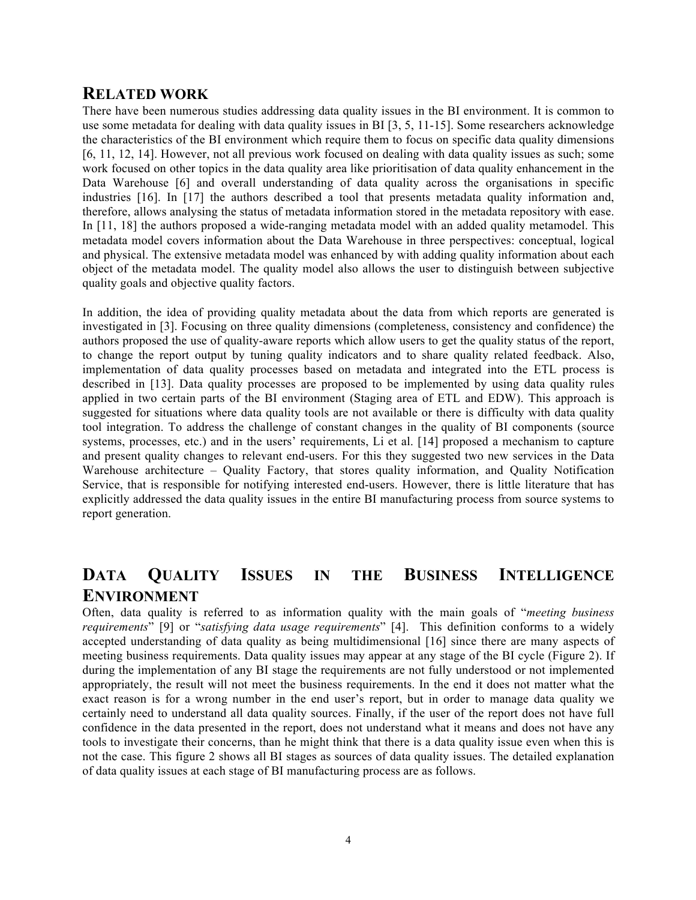## RELATED WORK

There have been numerous studies addressing data quality issues in the BI environment. It is common to use some metadata for dealing with data quality issues in BI [3, 5, 11-15]. Some researchers acknowledge the characteristics of the BI environment which require them to focus on specific data quality dimensions [6, 11, 12, 14]. However, not all previous work focused on dealing with data quality issues as such; some work focused on other topics in the data quality area like prioritisation of data quality enhancement in the Data Warehouse [6] and overall understanding of data quality across the organisations in specific industries [16]. In [17] the authors described a tool that presents metadata quality information and, therefore, allows analysing the status of metadata information stored in the metadata repository with ease. In [11, 18] the authors proposed a wide-ranging metadata model with an added quality metamodel. This metadata model covers information about the Data Warehouse in three perspectives: conceptual, logical and physical. The extensive metadata model was enhanced by with adding quality information about each object of the metadata model. The quality model also allows the user to distinguish between subjective quality goals and objective quality factors.

In addition, the idea of providing quality metadata about the data from which reports are generated is investigated in [3]. Focusing on three quality dimensions (completeness, consistency and confidence) the authors proposed the use of quality-aware reports which allow users to get the quality status of the report, to change the report output by tuning quality indicators and to share quality related feedback. Also, implementation of data quality processes based on metadata and integrated into the ETL process is described in [13]. Data quality processes are proposed to be implemented by using data quality rules applied in two certain parts of the BI environment (Staging area of ETL and EDW). This approach is suggested for situations where data quality tools are not available or there is difficulty with data quality tool integration. To address the challenge of constant changes in the quality of BI components (source systems, processes, etc.) and in the users' requirements, Li et al. [14] proposed a mechanism to capture and present quality changes to relevant end-users. For this they suggested two new services in the Data Warehouse architecture – Quality Factory, that stores quality information, and Quality Notification Service, that is responsible for notifying interested end-users. However, there is little literature that has explicitly addressed the data quality issues in the entire BI manufacturing process from source systems to report generation.

## DATA QUALITY ISSUES IN THE BUSINESS INTELLIGENCE ENVIRONMENT

Often, data quality is referred to as information quality with the main goals of "*meeting business requirements*" [9] or "*satisfying data usage requirements*" [4]. This definition conforms to a widely accepted understanding of data quality as being multidimensional [16] since there are many aspects of meeting business requirements. Data quality issues may appear at any stage of the BI cycle (Figure 2). If during the implementation of any BI stage the requirements are not fully understood or not implemented appropriately, the result will not meet the business requirements. In the end it does not matter what the exact reason is for a wrong number in the end user's report, but in order to manage data quality we certainly need to understand all data quality sources. Finally, if the user of the report does not have full confidence in the data presented in the report, does not understand what it means and does not have any tools to investigate their concerns, than he might think that there is a data quality issue even when this is not the case. This figure 2 shows all BI stages as sources of data quality issues. The detailed explanation of data quality issues at each stage of BI manufacturing process are as follows.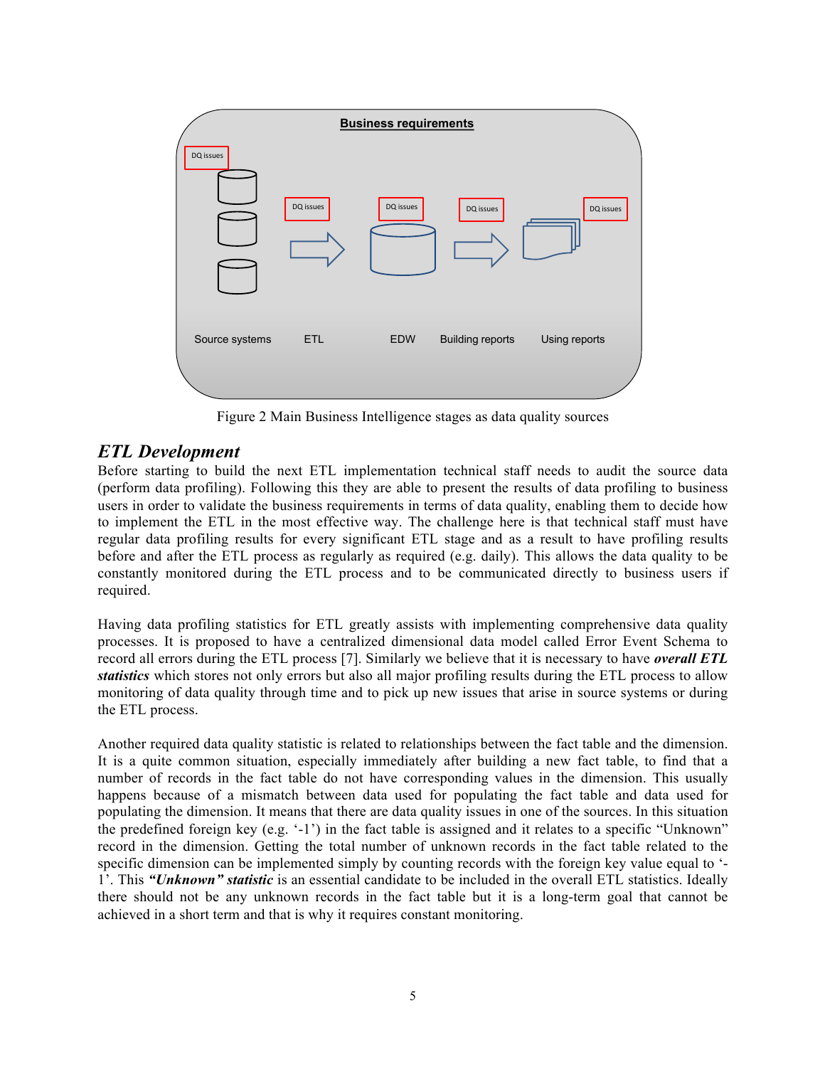Figure 2 Main Business Intelligence stages as data quality sources

## *ETL Development*

Before starting to build the next ETL implementation technical staff needs to audit the source data (perform data profiling). Following this they are able to present the results of data profiling to business users in order to validate the business requirements in terms of data quality, enabling them to decide how to implement the ETL in the most effective way. The challenge here is that technical staff must have regular data profiling results for every significant ETL stage and as a result to have profiling results before and after the ETL process as regularly as required (e.g. daily). This allows the data quality to be constantly monitored during the ETL process and to be communicated directly to business users if required.

Having data profiling statistics for ETL greatly assists with implementing comprehensive data quality processes. It is proposed to have a centralized dimensional data model called Error Event Schema to record all errors during the ETL process [7]. Similarly we believe that it is necessary to have ***overall ETL statistics*** which stores not only errors but also all major profiling results during the ETL process to allow monitoring of data quality through time and to pick up new issues that arise in source systems or during the ETL process.

Another required data quality statistic is related to relationships between the fact table and the dimension. It is a quite common situation, especially immediately after building a new fact table, to find that a number of records in the fact table do not have corresponding values in the dimension. This usually happens because of a mismatch between data used for populating the fact table and data used for populating the dimension. It means that there are data quality issues in one of the sources. In this situation the predefined foreign key (e.g. '-1') in the fact table is assigned and it relates to a specific "Unknown" record in the dimension. Getting the total number of unknown records in the fact table related to the specific dimension can be implemented simply by counting records with the foreign key value equal to '-1'. This ***"Unknown" statistic*** is an essential candidate to be included in the overall ETL statistics. Ideally there should not be any unknown records in the fact table but it is a long-term goal that cannot be achieved in a short term and that is why it requires constant monitoring.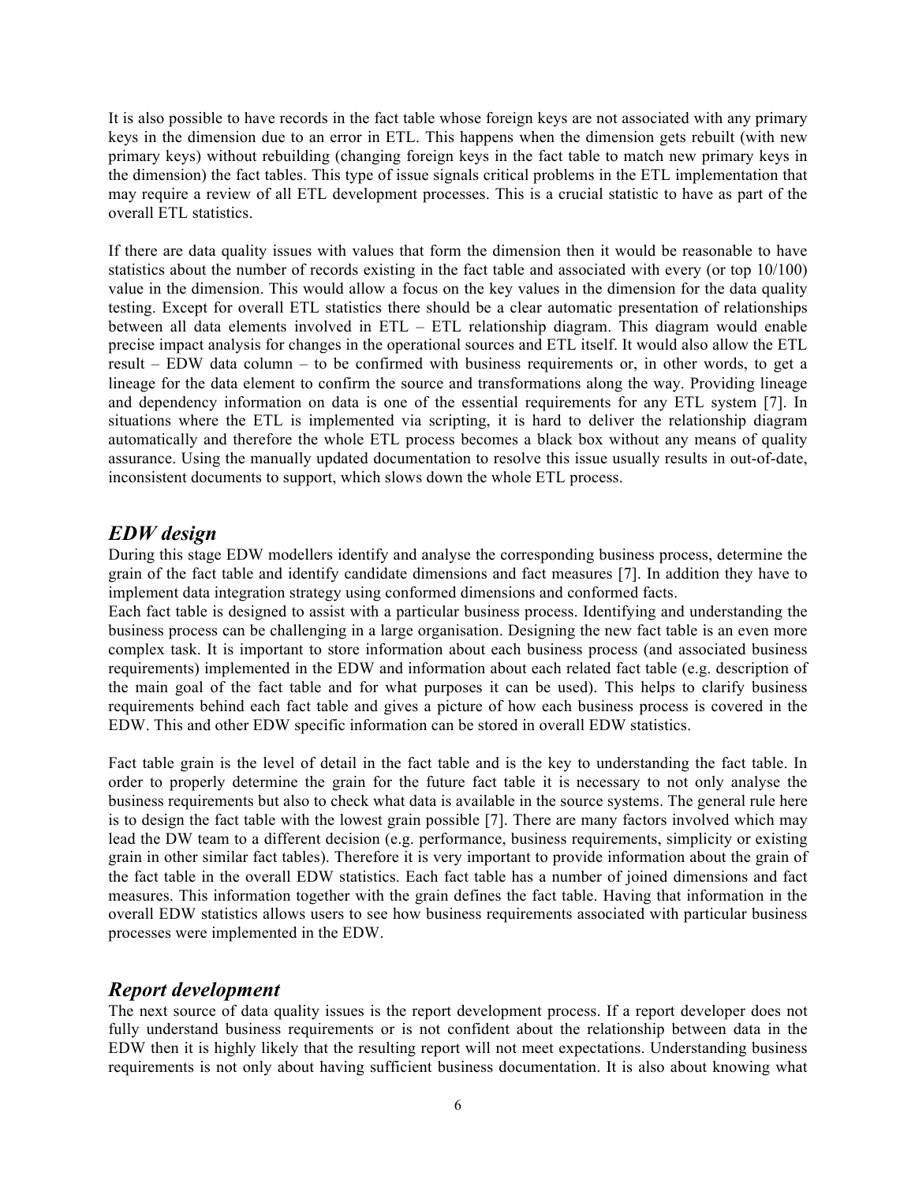It is also possible to have records in the fact table whose foreign keys are not associated with any primary keys in the dimension due to an error in ETL. This happens when the dimension gets rebuilt (with new primary keys) without rebuilding (changing foreign keys in the fact table to match new primary keys in the dimension) the fact tables. This type of issue signals critical problems in the ETL implementation that may require a review of all ETL development processes. This is a crucial statistic to have as part of the overall ETL statistics.

If there are data quality issues with values that form the dimension then it would be reasonable to have statistics about the number of records existing in the fact table and associated with every (or top 10/100) value in the dimension. This would allow a focus on the key values in the dimension for the data quality testing. Except for overall ETL statistics there should be a clear automatic presentation of relationships between all data elements involved in ETL – ETL relationship diagram. This diagram would enable precise impact analysis for changes in the operational sources and ETL itself. It would also allow the ETL result – EDW data column – to be confirmed with business requirements or, in other words, to get a lineage for the data element to confirm the source and transformations along the way. Providing lineage and dependency information on data is one of the essential requirements for any ETL system [7]. In situations where the ETL is implemented via scripting, it is hard to deliver the relationship diagram automatically and therefore the whole ETL process becomes a black box without any means of quality assurance. Using the manually updated documentation to resolve this issue usually results in out-of-date, inconsistent documents to support, which slows down the whole ETL process.

## *EDW design*

During this stage EDW modellers identify and analyse the corresponding business process, determine the grain of the fact table and identify candidate dimensions and fact measures [7]. In addition they have to implement data integration strategy using conformed dimensions and conformed facts.
Each fact table is designed to assist with a particular business process. Identifying and understanding the business process can be challenging in a large organisation. Designing the new fact table is an even more complex task. It is important to store information about each business process (and associated business requirements) implemented in the EDW and information about each related fact table (e.g. description of the main goal of the fact table and for what purposes it can be used). This helps to clarify business requirements behind each fact table and gives a picture of how each business process is covered in the EDW. This and other EDW specific information can be stored in overall EDW statistics.

Fact table grain is the level of detail in the fact table and is the key to understanding the fact table. In order to properly determine the grain for the future fact table it is necessary to not only analyse the business requirements but also to check what data is available in the source systems. The general rule here is to design the fact table with the lowest grain possible [7]. There are many factors involved which may lead the DW team to a different decision (e.g. performance, business requirements, simplicity or existing grain in other similar fact tables). Therefore it is very important to provide information about the grain of the fact table in the overall EDW statistics. Each fact table has a number of joined dimensions and fact measures. This information together with the grain defines the fact table. Having that information in the overall EDW statistics allows users to see how business requirements associated with particular business processes were implemented in the EDW.

## *Report development*

The next source of data quality issues is the report development process. If a report developer does not fully understand business requirements or is not confident about the relationship between data in the EDW then it is highly likely that the resulting report will not meet expectations. Understanding business requirements is not only about having sufficient business documentation. It is also about knowing what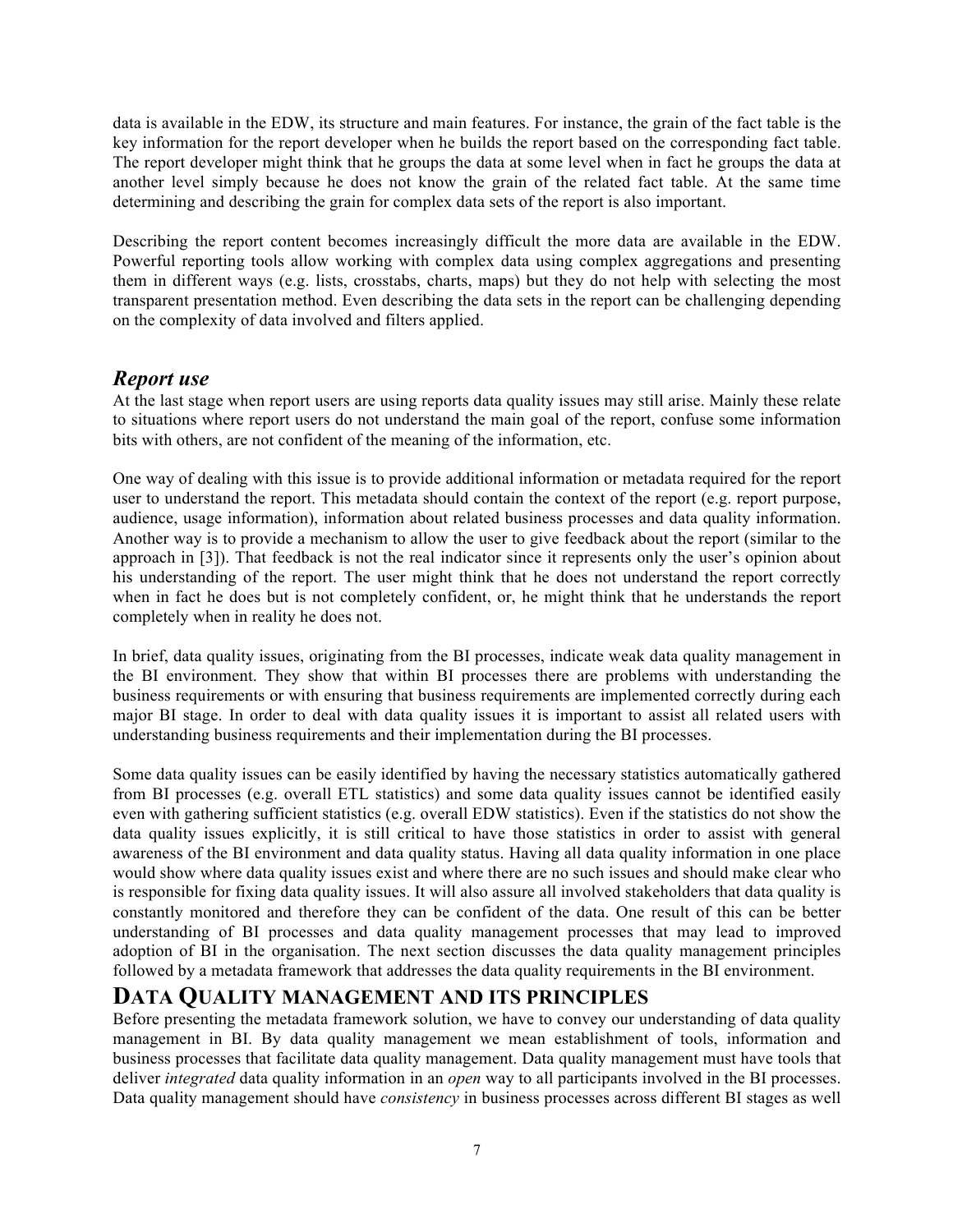data is available in the EDW, its structure and main features. For instance, the grain of the fact table is the key information for the report developer when he builds the report based on the corresponding fact table. The report developer might think that he groups the data at some level when in fact he groups the data at another level simply because he does not know the grain of the related fact table. At the same time determining and describing the grain for complex data sets of the report is also important.

Describing the report content becomes increasingly difficult the more data are available in the EDW. Powerful reporting tools allow working with complex data using complex aggregations and presenting them in different ways (e.g. lists, crosstabs, charts, maps) but they do not help with selecting the most transparent presentation method. Even describing the data sets in the report can be challenging depending on the complexity of data involved and filters applied.

### *Report use*

At the last stage when report users are using reports data quality issues may still arise. Mainly these relate to situations where report users do not understand the main goal of the report, confuse some information bits with others, are not confident of the meaning of the information, etc.

One way of dealing with this issue is to provide additional information or metadata required for the report user to understand the report. This metadata should contain the context of the report (e.g. report purpose, audience, usage information), information about related business processes and data quality information. Another way is to provide a mechanism to allow the user to give feedback about the report (similar to the approach in [3]). That feedback is not the real indicator since it represents only the user's opinion about his understanding of the report. The user might think that he does not understand the report correctly when in fact he does but is not completely confident, or, he might think that he understands the report completely when in reality he does not.

In brief, data quality issues, originating from the BI processes, indicate weak data quality management in the BI environment. They show that within BI processes there are problems with understanding the business requirements or with ensuring that business requirements are implemented correctly during each major BI stage. In order to deal with data quality issues it is important to assist all related users with understanding business requirements and their implementation during the BI processes.

Some data quality issues can be easily identified by having the necessary statistics automatically gathered from BI processes (e.g. overall ETL statistics) and some data quality issues cannot be identified easily even with gathering sufficient statistics (e.g. overall EDW statistics). Even if the statistics do not show the data quality issues explicitly, it is still critical to have those statistics in order to assist with general awareness of the BI environment and data quality status. Having all data quality information in one place would show where data quality issues exist and where there are no such issues and should make clear who is responsible for fixing data quality issues. It will also assure all involved stakeholders that data quality is constantly monitored and therefore they can be confident of the data. One result of this can be better understanding of BI processes and data quality management processes that may lead to improved adoption of BI in the organisation. The next section discusses the data quality management principles followed by a metadata framework that addresses the data quality requirements in the BI environment.

## DATA QUALITY MANAGEMENT AND ITS PRINCIPLES

Before presenting the metadata framework solution, we have to convey our understanding of data quality management in BI. By data quality management we mean establishment of tools, information and business processes that facilitate data quality management. Data quality management must have tools that deliver *integrated* data quality information in an *open* way to all participants involved in the BI processes. Data quality management should have *consistency* in business processes across different BI stages as well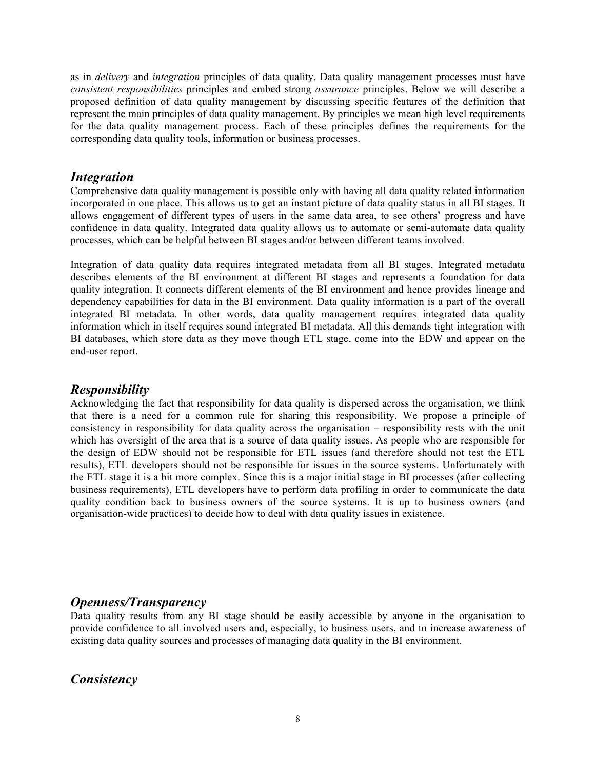as in *delivery* and *integration* principles of data quality. Data quality management processes must have *consistent responsibilities* principles and embed strong *assurance* principles. Below we will describe a proposed definition of data quality management by discussing specific features of the definition that represent the main principles of data quality management. By principles we mean high level requirements for the data quality management process. Each of these principles defines the requirements for the corresponding data quality tools, information or business processes.

## *Integration*

Comprehensive data quality management is possible only with having all data quality related information incorporated in one place. This allows us to get an instant picture of data quality status in all BI stages. It allows engagement of different types of users in the same data area, to see others' progress and have confidence in data quality. Integrated data quality allows us to automate or semi-automate data quality processes, which can be helpful between BI stages and/or between different teams involved.

Integration of data quality data requires integrated metadata from all BI stages. Integrated metadata describes elements of the BI environment at different BI stages and represents a foundation for data quality integration. It connects different elements of the BI environment and hence provides lineage and dependency capabilities for data in the BI environment. Data quality information is a part of the overall integrated BI metadata. In other words, data quality management requires integrated data quality information which in itself requires sound integrated BI metadata. All this demands tight integration with BI databases, which store data as they move though ETL stage, come into the EDW and appear on the end-user report.

## *Responsibility*

Acknowledging the fact that responsibility for data quality is dispersed across the organisation, we think that there is a need for a common rule for sharing this responsibility. We propose a principle of consistency in responsibility for data quality across the organisation – responsibility rests with the unit which has oversight of the area that is a source of data quality issues. As people who are responsible for the design of EDW should not be responsible for ETL issues (and therefore should not test the ETL results), ETL developers should not be responsible for issues in the source systems. Unfortunately with the ETL stage it is a bit more complex. Since this is a major initial stage in BI processes (after collecting business requirements), ETL developers have to perform data profiling in order to communicate the data quality condition back to business owners of the source systems. It is up to business owners (and organisation-wide practices) to decide how to deal with data quality issues in existence.

## *Openness/Transparency*

Data quality results from any BI stage should be easily accessible by anyone in the organisation to provide confidence to all involved users and, especially, to business users, and to increase awareness of existing data quality sources and processes of managing data quality in the BI environment.

## *Consistency*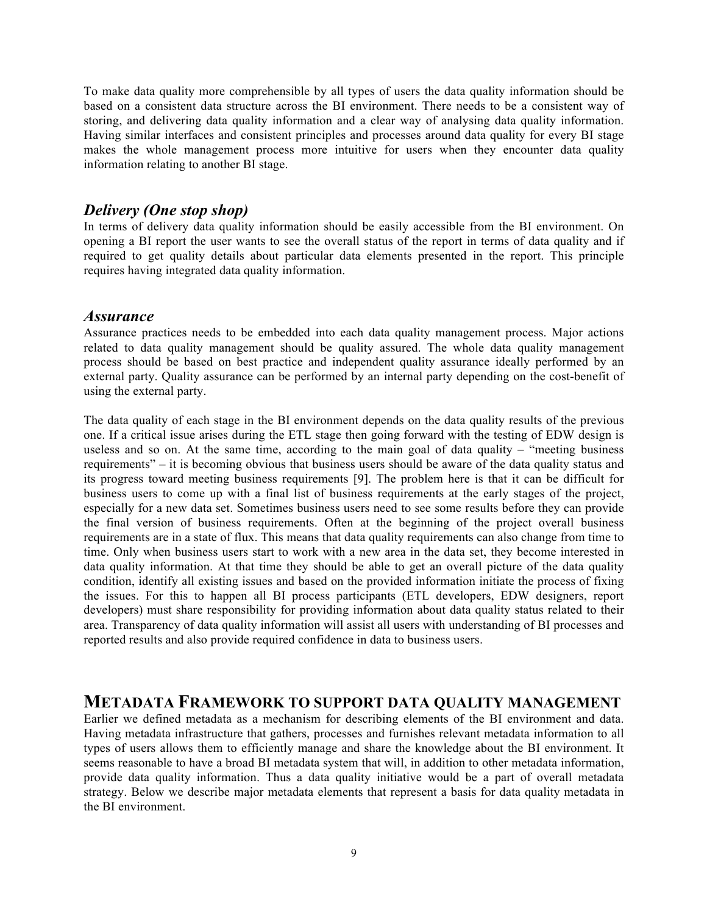To make data quality more comprehensible by all types of users the data quality information should be based on a consistent data structure across the BI environment. There needs to be a consistent way of storing, and delivering data quality information and a clear way of analysing data quality information. Having similar interfaces and consistent principles and processes around data quality for every BI stage makes the whole management process more intuitive for users when they encounter data quality information relating to another BI stage.

### *Delivery (One stop shop)*

In terms of delivery data quality information should be easily accessible from the BI environment. On opening a BI report the user wants to see the overall status of the report in terms of data quality and if required to get quality details about particular data elements presented in the report. This principle requires having integrated data quality information.

### *Assurance*

Assurance practices needs to be embedded into each data quality management process. Major actions related to data quality management should be quality assured. The whole data quality management process should be based on best practice and independent quality assurance ideally performed by an external party. Quality assurance can be performed by an internal party depending on the cost-benefit of using the external party.

The data quality of each stage in the BI environment depends on the data quality results of the previous one. If a critical issue arises during the ETL stage then going forward with the testing of EDW design is useless and so on. At the same time, according to the main goal of data quality – "meeting business requirements" – it is becoming obvious that business users should be aware of the data quality status and its progress toward meeting business requirements [9]. The problem here is that it can be difficult for business users to come up with a final list of business requirements at the early stages of the project, especially for a new data set. Sometimes business users need to see some results before they can provide the final version of business requirements. Often at the beginning of the project overall business requirements are in a state of flux. This means that data quality requirements can also change from time to time. Only when business users start to work with a new area in the data set, they become interested in data quality information. At that time they should be able to get an overall picture of the data quality condition, identify all existing issues and based on the provided information initiate the process of fixing the issues. For this to happen all BI process participants (ETL developers, EDW designers, report developers) must share responsibility for providing information about data quality status related to their area. Transparency of data quality information will assist all users with understanding of BI processes and reported results and also provide required confidence in data to business users.

## METADATA FRAMEWORK TO SUPPORT DATA QUALITY MANAGEMENT

Earlier we defined metadata as a mechanism for describing elements of the BI environment and data. Having metadata infrastructure that gathers, processes and furnishes relevant metadata information to all types of users allows them to efficiently manage and share the knowledge about the BI environment. It seems reasonable to have a broad BI metadata system that will, in addition to other metadata information, provide data quality information. Thus a data quality initiative would be a part of overall metadata strategy. Below we describe major metadata elements that represent a basis for data quality metadata in the BI environment.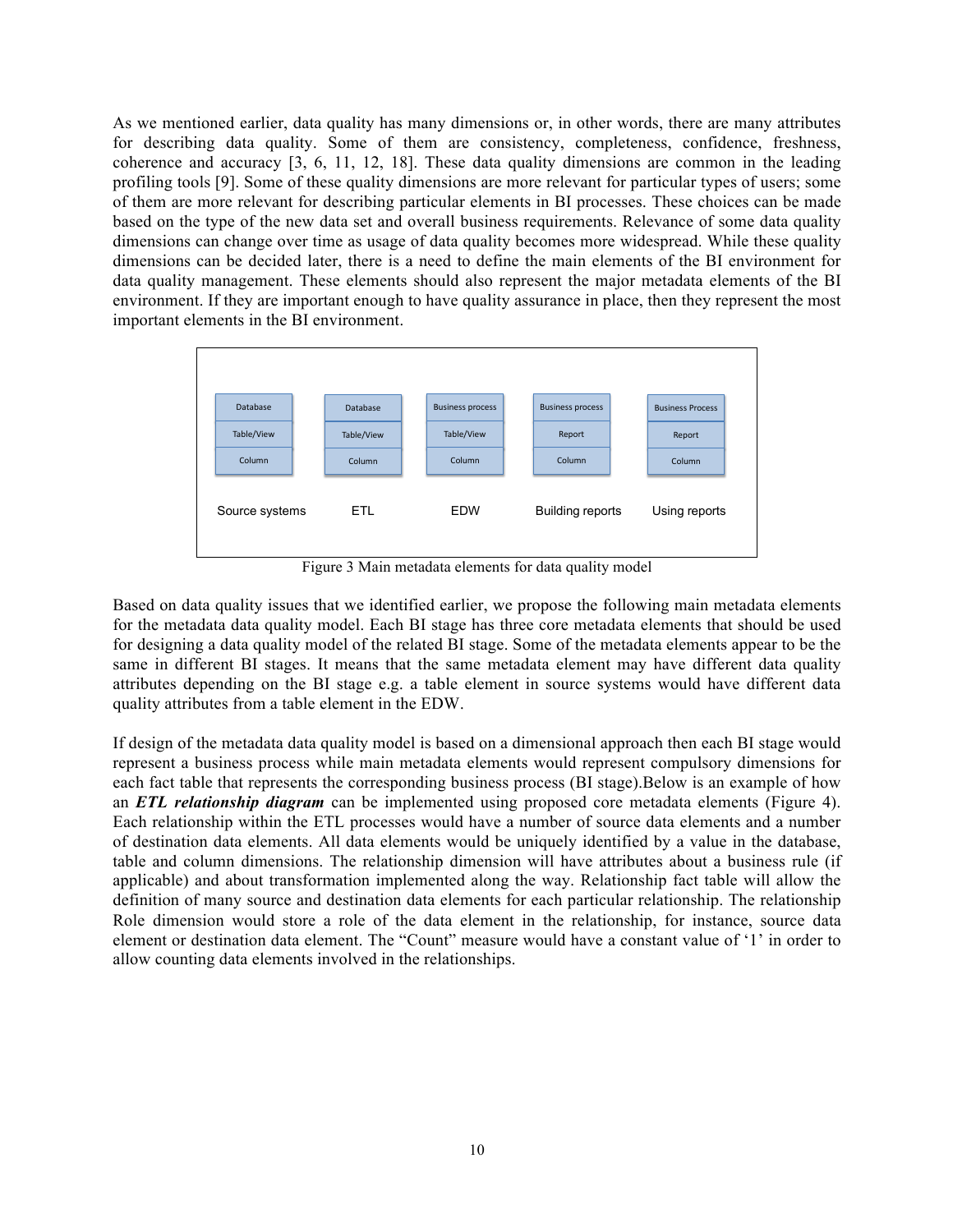As we mentioned earlier, data quality has many dimensions or, in other words, there are many attributes for describing data quality. Some of them are consistency, completeness, confidence, freshness, coherence and accuracy [3, 6, 11, 12, 18]. These data quality dimensions are common in the leading profiling tools [9]. Some of these quality dimensions are more relevant for particular types of users; some of them are more relevant for describing particular elements in BI processes. These choices can be made based on the type of the new data set and overall business requirements. Relevance of some data quality dimensions can change over time as usage of data quality becomes more widespread. While these quality dimensions can be decided later, there is a need to define the main elements of the BI environment for data quality management. These elements should also represent the major metadata elements of the BI environment. If they are important enough to have quality assurance in place, then they represent the most important elements in the BI environment.

| Source systems | ETL | EDW | Building reports | Using reports |
|---|---|---|---|---|
| Database | Database | Business process | Business process | Business Process |
| Table/View | Table/View | Table/View | Report | Report |
| Column | Column | Column | Column | Column |

Figure 3 Main metadata elements for data quality model

Based on data quality issues that we identified earlier, we propose the following main metadata elements for the metadata data quality model. Each BI stage has three core metadata elements that should be used for designing a data quality model of the related BI stage. Some of the metadata elements appear to be the same in different BI stages. It means that the same metadata element may have different data quality attributes depending on the BI stage e.g. a table element in source systems would have different data quality attributes from a table element in the EDW.

If design of the metadata data quality model is based on a dimensional approach then each BI stage would represent a business process while main metadata elements would represent compulsory dimensions for each fact table that represents the corresponding business process (BI stage).Below is an example of how an ***ETL relationship diagram*** can be implemented using proposed core metadata elements (Figure 4). Each relationship within the ETL processes would have a number of source data elements and a number of destination data elements. All data elements would be uniquely identified by a value in the database, table and column dimensions. The relationship dimension will have attributes about a business rule (if applicable) and about transformation implemented along the way. Relationship fact table will allow the definition of many source and destination data elements for each particular relationship. The relationship Role dimension would store a role of the data element in the relationship, for instance, source data element or destination data element. The "Count" measure would have a constant value of '1' in order to allow counting data elements involved in the relationships.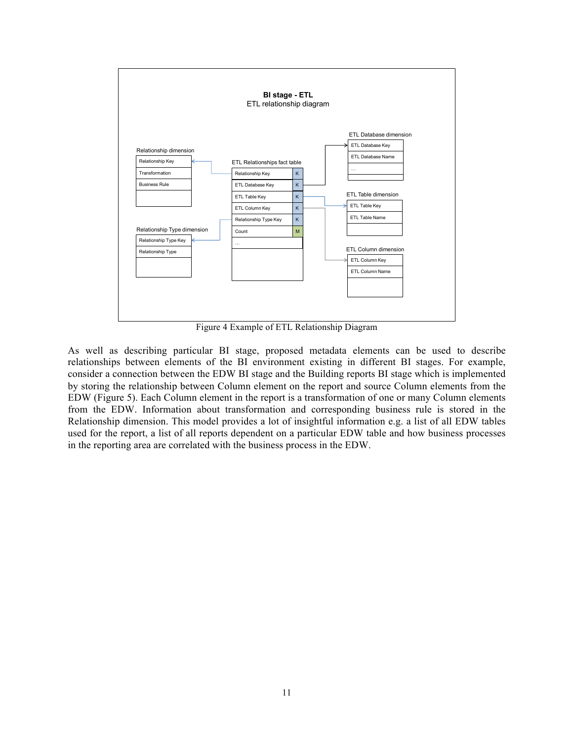Figure 4 Example of ETL Relationship Diagram

As well as describing particular BI stage, proposed metadata elements can be used to describe relationships between elements of the BI environment existing in different BI stages. For example, consider a connection between the EDW BI stage and the Building reports BI stage which is implemented by storing the relationship between Column element on the report and source Column elements from the EDW (Figure 5). Each Column element in the report is a transformation of one or many Column elements from the EDW. Information about transformation and corresponding business rule is stored in the Relationship dimension. This model provides a lot of insightful information e.g. a list of all EDW tables used for the report, a list of all reports dependent on a particular EDW table and how business processes in the reporting area are correlated with the business process in the EDW.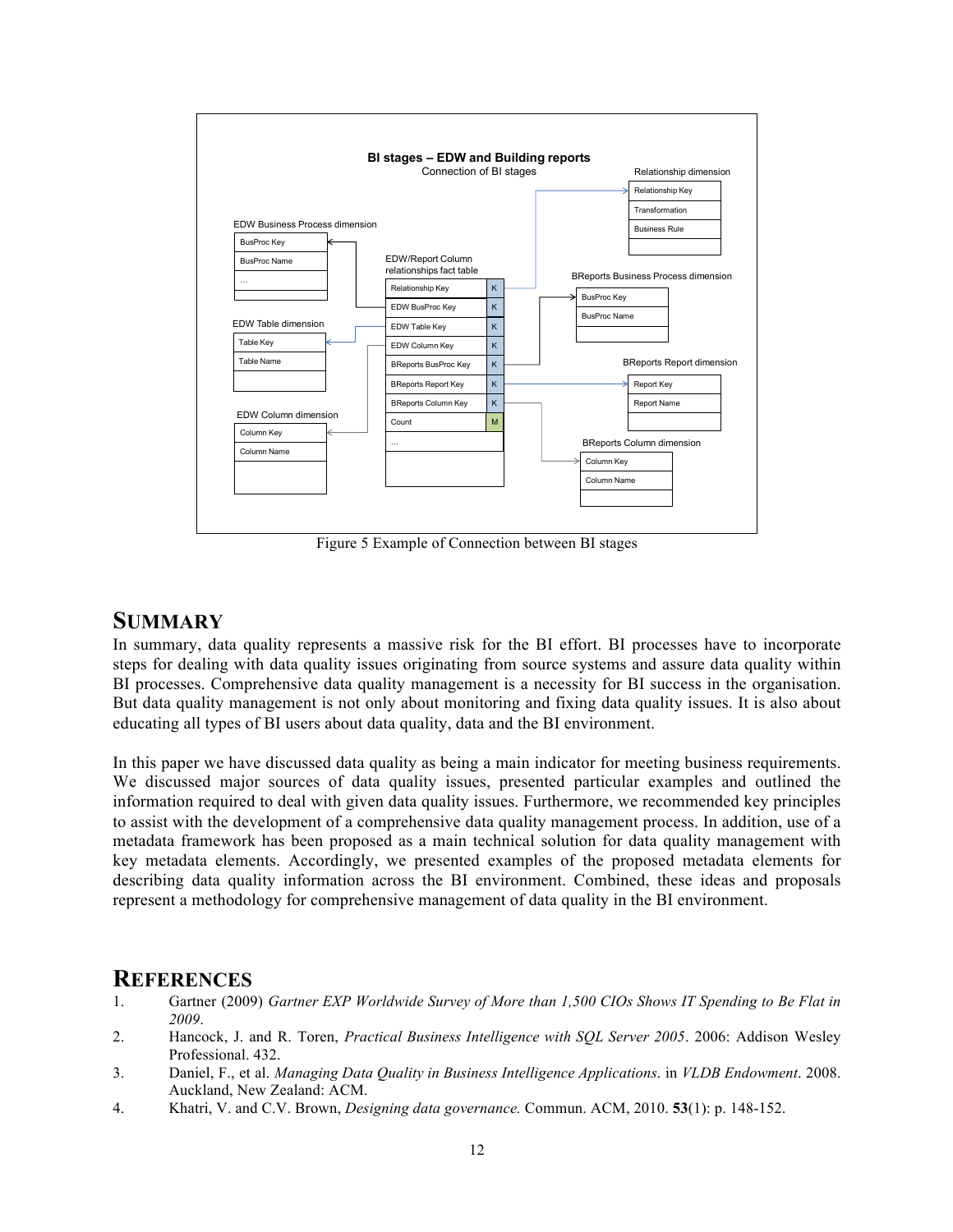**BI stages – EDW and Building reports**

Connection of BI stages

| EDW/Report Column relationships fact table | |
|---|---|
| Relationship Key | K |
| EDW BusProc Key | K |
| EDW Table Key | K |
| EDW Column Key | K |
| BReports BusProc Key | K |
| BReports Report Key | K |
| BReports Column Key | K |
| Count | M |
| … | |

EDW Business Process dimension: BusProc Key, BusProc Name, …

EDW Table dimension: Table Key, Table Name

EDW Column dimension: Column Key, Column Name

Relationship dimension: Relationship Key, Transformation, Business Rule

BReports Business Process dimension: BusProc Key, BusProc Name

BReports Report dimension: Report Key, Report Name

BReports Column dimension: Column Key, Column Name

Figure 5 Example of Connection between BI stages

## SUMMARY

In summary, data quality represents a massive risk for the BI effort. BI processes have to incorporate steps for dealing with data quality issues originating from source systems and assure data quality within BI processes. Comprehensive data quality management is a necessity for BI success in the organisation. But data quality management is not only about monitoring and fixing data quality issues. It is also about educating all types of BI users about data quality, data and the BI environment.

In this paper we have discussed data quality as being a main indicator for meeting business requirements. We discussed major sources of data quality issues, presented particular examples and outlined the information required to deal with given data quality issues. Furthermore, we recommended key principles to assist with the development of a comprehensive data quality management process. In addition, use of a metadata framework has been proposed as a main technical solution for data quality management with key metadata elements. Accordingly, we presented examples of the proposed metadata elements for describing data quality information across the BI environment. Combined, these ideas and proposals represent a methodology for comprehensive management of data quality in the BI environment.

## REFERENCES

1. Gartner (2009) *Gartner EXP Worldwide Survey of More than 1,500 CIOs Shows IT Spending to Be Flat in 2009*.
2. Hancock, J. and R. Toren, *Practical Business Intelligence with SQL Server 2005*. 2006: Addison Wesley Professional. 432.
3. Daniel, F., et al. *Managing Data Quality in Business Intelligence Applications*. in *VLDB Endowment*. 2008. Auckland, New Zealand: ACM.
4. Khatri, V. and C.V. Brown, *Designing data governance.* Commun. ACM, 2010. **53**(1): p. 148-152.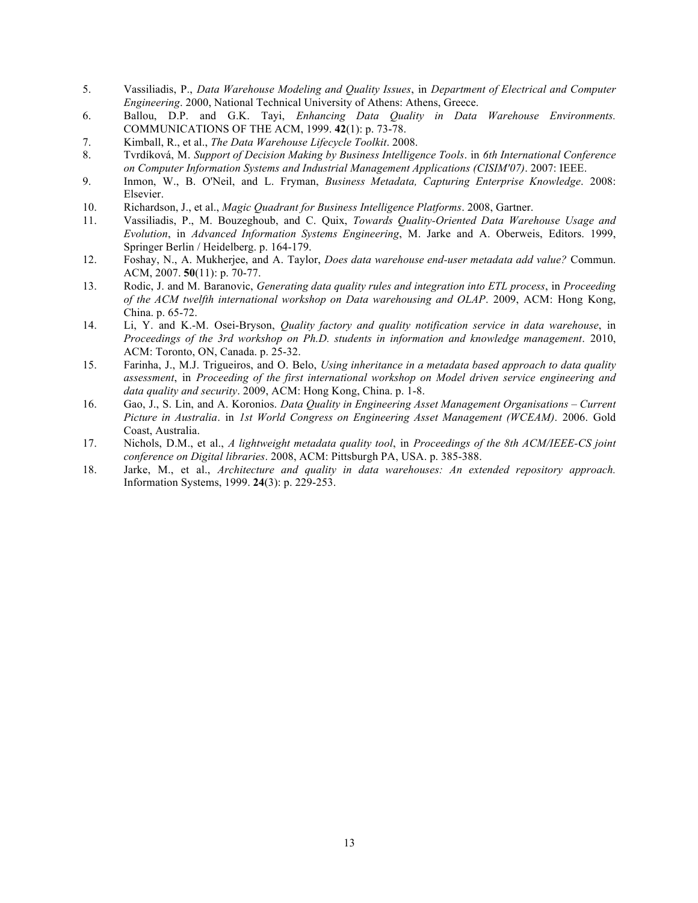5. Vassiliadis, P., *Data Warehouse Modeling and Quality Issues*, in *Department of Electrical and Computer Engineering*. 2000, National Technical University of Athens: Athens, Greece.
6. Ballou, D.P. and G.K. Tayi, *Enhancing Data Quality in Data Warehouse Environments.* COMMUNICATIONS OF THE ACM, 1999. **42**(1): p. 73-78.
7. Kimball, R., et al., *The Data Warehouse Lifecycle Toolkit*. 2008.
8. Tvrdíková, M. *Support of Decision Making by Business Intelligence Tools*. in *6th International Conference on Computer Information Systems and Industrial Management Applications (CISIM'07)*. 2007: IEEE.
9. Inmon, W., B. O'Neil, and L. Fryman, *Business Metadata, Capturing Enterprise Knowledge*. 2008: Elsevier.
10. Richardson, J., et al., *Magic Quadrant for Business Intelligence Platforms*. 2008, Gartner.
11. Vassiliadis, P., M. Bouzeghoub, and C. Quix, *Towards Quality-Oriented Data Warehouse Usage and Evolution*, in *Advanced Information Systems Engineering*, M. Jarke and A. Oberweis, Editors. 1999, Springer Berlin / Heidelberg. p. 164-179.
12. Foshay, N., A. Mukherjee, and A. Taylor, *Does data warehouse end-user metadata add value?* Commun. ACM, 2007. **50**(11): p. 70-77.
13. Rodic, J. and M. Baranovic, *Generating data quality rules and integration into ETL process*, in *Proceeding of the ACM twelfth international workshop on Data warehousing and OLAP*. 2009, ACM: Hong Kong, China. p. 65-72.
14. Li, Y. and K.-M. Osei-Bryson, *Quality factory and quality notification service in data warehouse*, in *Proceedings of the 3rd workshop on Ph.D. students in information and knowledge management*. 2010, ACM: Toronto, ON, Canada. p. 25-32.
15. Farinha, J., M.J. Trigueiros, and O. Belo, *Using inheritance in a metadata based approach to data quality assessment*, in *Proceeding of the first international workshop on Model driven service engineering and data quality and security*. 2009, ACM: Hong Kong, China. p. 1-8.
16. Gao, J., S. Lin, and A. Koronios. *Data Quality in Engineering Asset Management Organisations – Current Picture in Australia*. in *1st World Congress on Engineering Asset Management (WCEAM)*. 2006. Gold Coast, Australia.
17. Nichols, D.M., et al., *A lightweight metadata quality tool*, in *Proceedings of the 8th ACM/IEEE-CS joint conference on Digital libraries*. 2008, ACM: Pittsburgh PA, USA. p. 385-388.
18. Jarke, M., et al., *Architecture and quality in data warehouses: An extended repository approach.* Information Systems, 1999. **24**(3): p. 229-253.